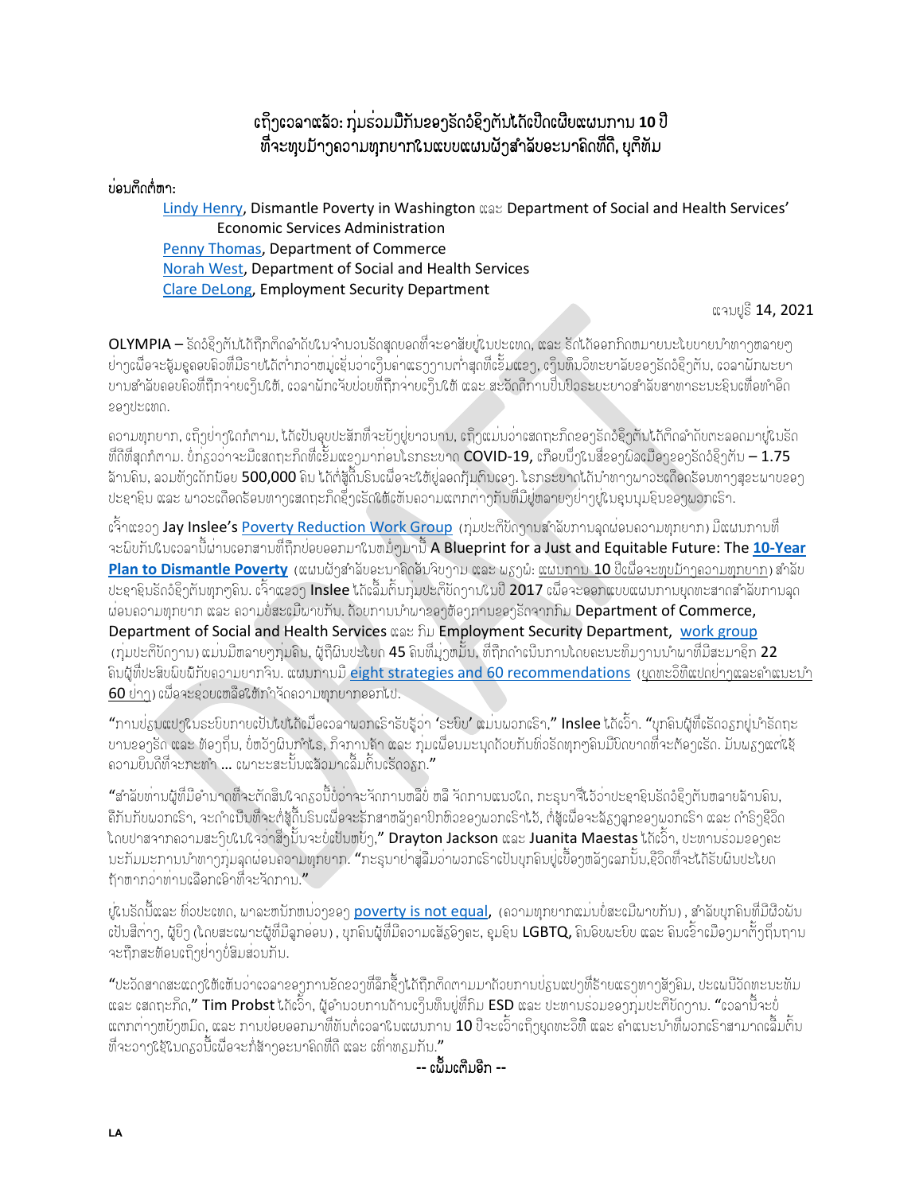# ເຖິງເວລາແລ້ວ: ກຸ່ມຮ່ວມມືກັນຂອງຣັດວໍຊິງຕັນໄດ້ເປີດເຜີຍແຜນການ 10 ປີ ທີ່ຈະທຸບມ້າງຄວາມທຸກຍາກໃນແບບແຜນຜັງສຳລັບອະນາຄົດທີ່ດີ, ຍຸຕິທັມ

ບ່ອນຕິດຕໍ່ຫາ:

[Lindy Henry](), Dismantle Poverty in Washington ແລະ Department of Social and Health Services' Economic Services Administration
[Penny Thomas](), Department of Commerce
[Norah West](), Department of Social and Health Services
[Clare DeLong](), Employment Security Department

ແຈນຢູຣີ 14, 2021

**OLYMPIA** – ຣັດວໍຊິງຕັນໄດ້ຖືກຕິດລຳດັບໃນຈຳນວນຣັດສຸດຍອດທີ່ຈະອາສັຍຢູ່ໃນປະເທດ, ແລະ ຣັດໄດ້ອອກກົດໝາຍນະໂຍບາຍນຳທາງຫລາຍໆ ຢ່າງເພື່ອຈະຊັບພູດອບຄົວທີ່ມີຣາຍໄດ້ຕ່ຳກວ່າໝູ່ຊື່ນວ່າເງິນຄ່າແຮງງານຕ່ຳສຸດທີ່ເຂັ້ມແຂງ, ເງິນທຶນວິທະຍາລັຍຂອງຣັດວໍຊິງຕັນ, ເວລາພັກພະຍາບານສຳລັບຄອບຄົວທີ່ຖືກຈ່າຍເງິນໃຫ້, ເວລາພັກເຈັບປ່ວຍທີ່ຖືກຈ່າຍເງິນໃຫ້ ແລະ ສະວັດດີການປົກປ້ອງລະຍະຍາວສຳລັບສາທາຣະນະຊົນເພື່ອທຳອິດຂອງປະເທດ.

ຄວາມທຸກຍາກ, ເຖິງຢ່າງໃດກໍຕາມ, ໄດ້ເປັນອຸບປະສັກທີ່ຈະບັງຢູ່ຍາວນານ, ເຖິງແມ່ນວ່າເສດຖະກິດຂອງຣັດວໍຊິງຕັນໄດ້ຕິດລຳດັບຕະລອດມາຢູ່ໃນຣັດທີ່ດີທີ່ສຸດກໍຕາມ. ບໍ່ກ່ຽວວ່າຈະມີເສດຖະກິດທີ່ເຂັ້ມແຂງມາກ່ອນໂຣກຣະບາດ **COVID-19**, ເກືອບນຶ່ງໃນສີ່ຂອງພົລເມືອງຂອງຣັດວໍຊິງຕັນ – **1.75** ລ້ານຄົນ, ລວມທັງເດັກນ້ອຍ **500,000** ຄົນ ໄດ້ຕໍ່ສູ້ດີ້ນຣົນເພື່ອຈະໃຫ້ຢູ່ລອດກຸ້ມຕົນເອງ. ໂຣກຣະບາດໄດ້ນຳທາງພາວະເດືອດຮ້ອນທາງສຸຂະພາບຂອງປະຊາຊົນ ແລະ ພາວະເດືອດຮ້ອນທາງເສດຖະກິດຊຶ່ງເຮັດໃຫ້ເຫັນຄວາມແຕກຕ່າງກັນທີ່ມີຢູ່ຫລາຍໆຢ່າງຢູ່ໃນຊຸມນຸມຊົນຂອງພວກເຮົາ.

ເຈົ້າແຂວງ **Jay Inslee's** [Poverty Reduction Work Group]() (ກຸ່ມປະຕິບັດງານສຳລັບການລຸດຜ່ອນຄວາມທຸກຍາກ) ມີແຜນການທີ່ຈະຜົນກັນໃນເວລານີ້ຜ່ານເອກສານທີ່ຖືກປ່ອຍອອກມາໃນໝໍ່ໆມານີ້ **A Blueprint for a Just and Equitable Future: The [10-Year Plan to Dismantle Poverty]()** (ແຜນຜັງສຳລັບອະນາຄົດອັນຈິບງາມ ແລະ ພຽງພໍ: ແຜນການ 10 ປີເພື່ອຈະທຸບມ້າງຄວາມທຸກຍາກ) ສຳລັບປະຊາຊົນຣັດວໍຊິງຕັນທຸກໆຄົນ. ເຈົ້າແຂວງ **Inslee** ໄດ້ເລີ້ມຕົ້ນກຸ່ມປະຕິບັດງານໃນປີ **2017** ເພື່ອຈະອອກແບບແຜນການຍຸດທະສາດສຳລັບການລຸດຜ່ອນຄວາມທຸກຍາກ ແລະ ຄວາມບໍ່ສະເໝີພາບກັນ. ດ້ວຍການນຳພາຂອງຕ້ອງການຂອງຣັດຈາກກົມ **Department of Commerce, Department of Social and Health Services** ແລະ ກົມ **Employment Security Department**, [work group]() (ກຸ່ມປະຕິບັດງານ) ແມ່ນມີຫລາຍໆກຸ່ມຄົນ, ຜູ້ທີ່ຜົນປະໂຍດ **45** ຄົນທີ່ມຸ່ງໝັ້ນ, ທີ່ຖືກດຳເນີນການໂດຍຄະນະທີມງານນຳພາທີ່ມີສະມາຊິກ **22** ຄົນຜູ້ທີ່ປະສົບພົບພໍ້ກັບຄວາມຍາກຈົນ. ແຜນການມີ [eight strategies and 60 recommendations]() (ຍຸດທະວິທີແປດຢ່າງແລະຄຳແນະນຳ **60** ຢ່າງ) ເພື່ອຈະຊ່ວຍເຫລືອໃຫ້ກຳຈັດຄວາມທຸກຍາກອອກໄປ.

"ການປ່ຽນແປງໃນຣະບົບກາຍເປັນໄປໄດ້ເມື່ອເວລາພວກເຮົາຮັບຮູ້ວ່າ 'ຣະບົບ' ແມ່ນພວກເຮົາ," **Inslee** ໄດ້ເວົ້າ. "ບຸກຄົນຜູ້ທີ່ເຮັດວຽກຢູ່ນຳຣັດຖະບານຂອງຣັດ ແລະ ທ້ອງຖິ່ນ, ບໍ່ຫວັງຜົນກຳໄຣ, ກິຈການຄ້າ ແລະ ກຸ່ມເພື່ອນມະນຸດດ້ວຍກັນທົ່ວຣັດທຸກໆຄົນມີບົດບາດທີ່ຈະຕ້ອງເຮັດ. ມັນພຽງແຕ່ໃຊ້ຄວາມຍິນດີທີ່ຈະກະທຳ … ເພາະສະນັ້ນແລ້ວມາເລີ້ມຕົ້ນເຮັດວຽກ."

"ສຳລັບທ່ານຜູ້ທີ່ມີອຳນາດທີ່ຈະຕັດສິນໃຈດຽວນີ້ບໍ່ວ່າຈະຈັດການຫລືບໍ່ ຫລື ຈັດການແນວໃດ, ກະຣຸນາຈື່ໄວ້ວ່າປະຊາຊົນຣັດວໍຊິງຕັນຫລາຍລ້ານຄົນ, ຄືກັນກັບພວກເຮົາ, ຈະດຳເນີນທີ່ຈະຕໍ່ສູ້ດີ້ນຣົນເພື່ອຈະຮັກສາຫລັງຄາປົກຫົວຂອງພວກເຮົາໄວ້, ຕໍ່ສູ້ເພື່ອຈະລ້ຽງລູກຂອງພວກເຮົາ ແລະ ດຳຣົງຊີວິດໂດຍປາສຈາກຄວາມສະງົບໃນໃຈວ່າສິ່ງນັ້ນຈະບໍ່ເປັນຫຍັງ," **Drayton Jackson** ແລະ **Juanita Maestas** ໄດ້ເວົ້າ, ປະທານຮ່ວມຂອງຄະນະກັມມະການນຳທາງກຸ່ມລຸດຜ່ອນຄວາມທຸກຍາກ. "ກະຣຸນາຢ່າລືມວ່າພວກເຮົາເປັນບຸກຄົນຢູ່ເບື້ອງຫລັງເລກນັ້ນ,ຊີວິດທີ່ຈະໄດ້ຮັບຜົນປະໂຍດຖ້າຫາກວ່າທ່ານເລືອກເອົາທີ່ຈະຈັດການ."

ຢູ່ໃນຣັດນີ້ແລະ ທົ່ວປະເທດ, ພາລະໜັກໜ່ວງຂອງ [poverty is not equal](), (ຄວາມທຸກຍາກແມ່ນບໍ່ສະເໝີພາບກັນ) , ສຳລັບບຸກຄົນທີ່ມີຜິວພັນເປັນສີຕ່າງໆ, ຜູ້ຍິງ (ໂດຍສະເພາະຜູ້ທີ່ມີລູກອ່ອນ) , ບຸກຄົນຜູ້ທີ່ມີຄວາມເສັຽອົງຄະ, ຊຸມຊົນ **LGBTQ,** ຄົນອົບພະຍົບ ແລະ ຄົນເຈົ້າເມືອງມາຕັ້ງຖິ່ນຖານຈະຖືກສະທ້ອນເຖິງຢ່າງບໍ່ສົມສ່ວນກັນ.

"ປະວັດສາດສະແດງໃຫ້ເຫັນວ່າເວລາຂອງການອັກຂວາງທີ່ລຶກຊຶ້ງໄດ້ຖືກຕິດຕາມມາດ້ວຍການປ່ຽນແປງທີ່ຮ້າຍແຮງທາງສັງຄົມ, ປະເພນີວັດທະນະທັມ ແລະ ເສດຖະກິດ," **Tim Probst** ໄດ້ເວົ້າ, ຜູ້ອຳນວຍການດ້ານເງິນທຶນຢູ່ທີ່ກົມ **ESD** ແລະ ປະທານຮ່ວມຂອງກຸ່ມປະຕິບັດງານ. "ເວລານີ້ຈະບໍ່ແຕກຕ່າງຫຍັງໝົດ, ແລະ ການປ່ອຍອອກມາທີ່ທັນຕໍ່ເວລາໃນແຜນການ **10** ປີຈະເວົ້າເຖິງຍຸດທະວິທີ ແລະ ຄຳແນະນຳທີ່ພວກເຮົາສາມາດເລີ້ມຕົ້ນທີ່ຈະວາງໃຊ້ໃນດຽວນີ້ເພື່ອຈະກໍ່ສ້າງອະນາຄົດທີ່ດີ ແລະ ເທົ່າທຽມກັນ."

-- ເພີ້ມເຕີມອີກ --

LA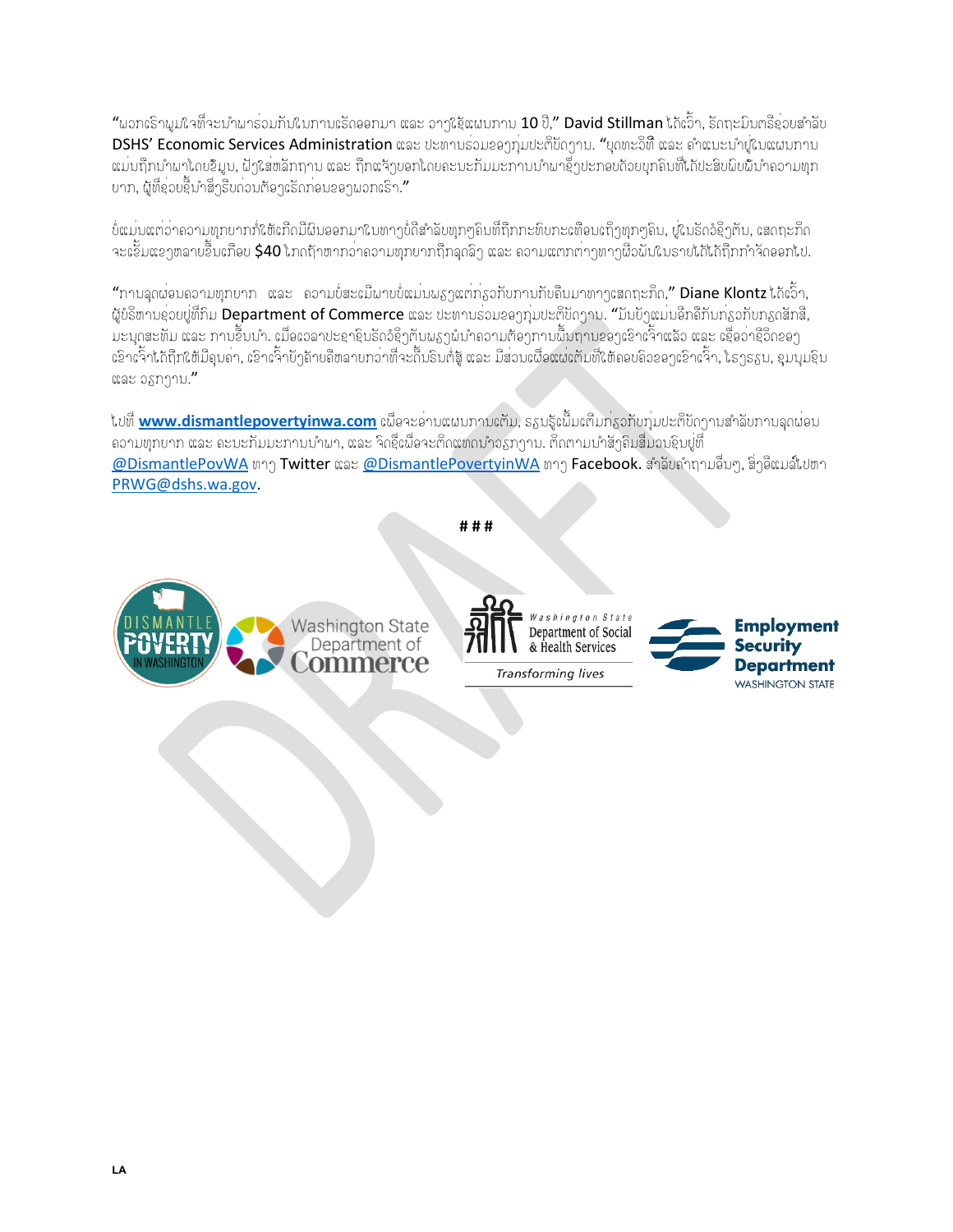"ພວກເຮົາພູມໃຈທີ່ຈະນໍາພາຮ່ວມກັນໃນການເຮັດອອກມາ ແລະ ວາງໃຊ້ແຜນການ 10 ປີ," David Stillman ໄດ້ເວົ້າ, ຮັດຖະມົນຕຣີຊ່ວຍສໍາລັບ DSHS' Economic Services Administration ແລະ ປະທານຮ່ວມຂອງກຸ່ມປະຕິບັດງານ. "ຍຸດທະວິທີ ແລະ ຄໍາແນະນໍາຢູ່ໃນແຜນການ ແມ່ນຖືກນໍາພາໂດຍຂໍ້ມູນ, ຝັງໃສ່ຫລັກຖານ ແລະ ຖືກແຈ້ງບອກໂດຍຄະນະກັມມະການນໍາພາຊຶ່ງປະກອບດ້ວຍບຸກຄົນທີ່ໄດ້ປະສົບພົບພໍ້ນໍາຄວາມທຸກຍາກ, ຜູ້ທີ່ຊ່ວຍຊີ້ນໍາສິ່ງຮີບດ່ວນຕ້ອງເຮັດກ່ອນຂອງພວກເຮົາ."

ບໍ່ແມ່ນແຕ່ວ່າຄວາມທຸກຍາກກໍ່ໃຫ້ເກີດມີຜົນອອກມາໃນທາງບໍ່ດີສໍາລັບທຸກໆຄົນທີ່ຖືກກະທົບກະເທືອນເຖິງທຸກໆຄົນ, ຢູ່ໃນຣັດວໍຊິງຕັນ, ເສດຖະກິດຈະເຂັ້ມແຂງຫລາຍຂຶ້ນເກືອບ $40 ໂກດຖ້າຫາກວ່າຄວາມທຸກຍາກຖືກລຸດລົງ ແລະ ຄວາມແຕກຕ່າງທາງຜິວພັນໃນຣາຍໄດ້ໄດ້ຖືກກໍາຈັດອອກໄປ.

"ການລຸດຜ່ອນຄວາມທຸກຍາກ ແລະ ຄວາມບໍ່ສະເມີພາບບໍ່ແມ່ນພຽງແຕ່ກ່ຽວກັບການກັບຄືນມາທາງເສດຖະກິດ," Diane Klontz ໄດ້ເວົ້າ, ຜູ້ບໍລິຫານຊ່ວຍຢູ່ທີ່ກົມ Department of Commerce ແລະ ປະທານຮ່ວມຂອງກຸ່ມປະຕິບັດງານ. "ມັນຍັງແມ່ນອີກຄືກັນກ່ຽວກັບກຽດສັກສີ, ມະນຸດສະທັມ ແລະ ການຂຶ້ນນໍາ. ເມື່ອເວລາປະຊາຊົນຣັດວໍຊິງຕັນພຽງພໍນໍາຄວາມຕ້ອງການພື້ນຖານຂອງເຂົາເຈົ້າແລ້ວ ແລະ ເຊື່ອວ່າຊີວິດຂອງເຂົາເຈົ້າໄດ້ຖືກໃຫ້ມີຄຸນຄ່າ, ເຂົາເຈົ້າຍັງຄ້າຍຄືຫລາຍກວ່າທີ່ຈະຕັ້ງມັ່ນຕໍ່ສູ້ ແລະ ມີສ່ວນເພື່ອແຜ່ເຕັມທີ່ໃຫ້ຄອບຄົວຂອງເຂົາເຈົ້າ, ໂຮງຮຽນ, ຊຸມນຸມຊົນ ແລະ ວຽກງານ."

ໄປທີ່ **[www.dismantlepovertyinwa.com](http://www.dismantlepovertyinwa.com)** ເພື່ອຈະອ່ານແຜນການເຕັມ, ຮຽນຮູ້ເພີ້ມເຕີມກ່ຽວກັບກຸ່ມປະຕິບັດງານສໍາລັບການລຸດຜ່ອນຄວາມທຸກຍາກ ແລະ ຄະນະກັມມະການນໍາພາ, ແລະ ຈົດຊື່ເພື່ອຈະຕິດແຕກນໍາວຽກງານ. ຕິດຕາມນໍາສັງຄົມສື່ມວນຊົນຢູ່ທີ່ @DismantlePovWA ທາງ Twitter ແລະ @DismantlePovertyinWA ທາງ Facebook. ສໍາລັບຄໍາຖາມອື່ນໆ, ສົ່ງອີແມລ໌ໄປຫາ PRWG@dshs.wa.gov.

\# # #

DISMANTLE POVERTY IN WASHINGTON

Washington State Department of Commerce

Washington State Department of Social & Health Services
*Transforming lives*

Employment Security Department
WASHINGTON STATE

LA